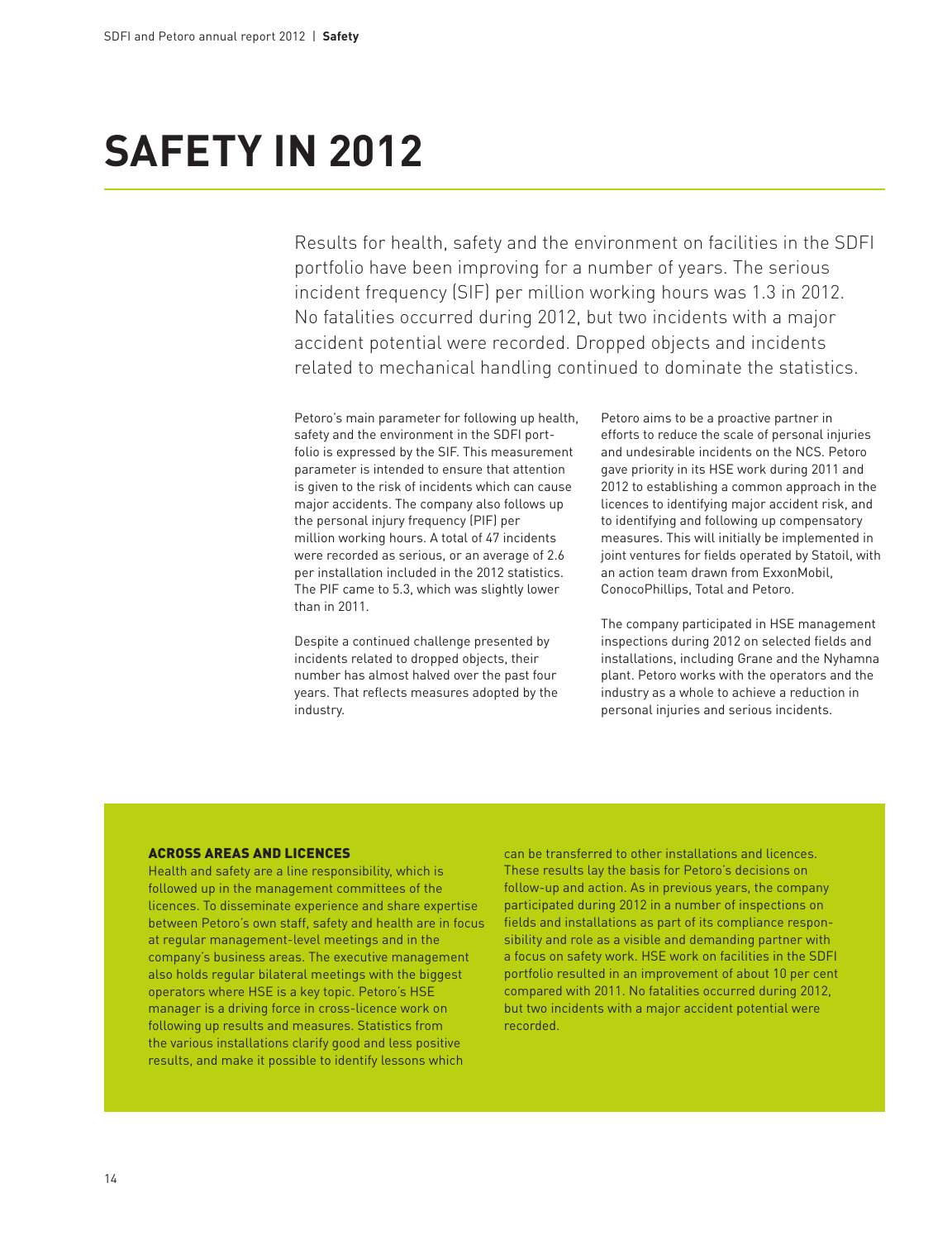# SAFETY IN 2012

Results for health, safety and the environment on facilities in the SDFI portfolio have been improving for a number of years. The serious incident frequency (SIF) per million working hours was 1.3 in 2012. No fatalities occurred during 2012, but two incidents with a major accident potential were recorded. Dropped objects and incidents related to mechanical handling continued to dominate the statistics.

Petoro's main parameter for following up health, safety and the environment in the SDFI portfolio is expressed by the SIF. This measurement parameter is intended to ensure that attention is given to the risk of incidents which can cause major accidents. The company also follows up the personal injury frequency (PIF) per million working hours. A total of 47 incidents were recorded as serious, or an average of 2.6 per installation included in the 2012 statistics. The PIF came to 5.3, which was slightly lower than in 2011.

Despite a continued challenge presented by incidents related to dropped objects, their number has almost halved over the past four years. That reflects measures adopted by the industry.

Petoro aims to be a proactive partner in efforts to reduce the scale of personal injuries and undesirable incidents on the NCS. Petoro gave priority in its HSE work during 2011 and 2012 to establishing a common approach in the licences to identifying major accident risk, and to identifying and following up compensatory measures. This will initially be implemented in joint ventures for fields operated by Statoil, with an action team drawn from ExxonMobil, ConocoPhillips, Total and Petoro.

The company participated in HSE management inspections during 2012 on selected fields and installations, including Grane and the Nyhamna plant. Petoro works with the operators and the industry as a whole to achieve a reduction in personal injuries and serious incidents.

## ACROSS AREAS AND LICENCES

Health and safety are a line responsibility, which is followed up in the management committees of the licences. To disseminate experience and share expertise between Petoro's own staff, safety and health are in focus at regular management-level meetings and in the company's business areas. The executive management also holds regular bilateral meetings with the biggest operators where HSE is a key topic. Petoro's HSE manager is a driving force in cross-licence work on following up results and measures. Statistics from the various installations clarify good and less positive results, and make it possible to identify lessons which can be transferred to other installations and licences. These results lay the basis for Petoro's decisions on follow-up and action. As in previous years, the company participated during 2012 in a number of inspections on fields and installations as part of its compliance responsibility and role as a visible and demanding partner with a focus on safety work. HSE work on facilities in the SDFI portfolio resulted in an improvement of about 10 per cent compared with 2011. No fatalities occurred during 2012, but two incidents with a major accident potential were recorded.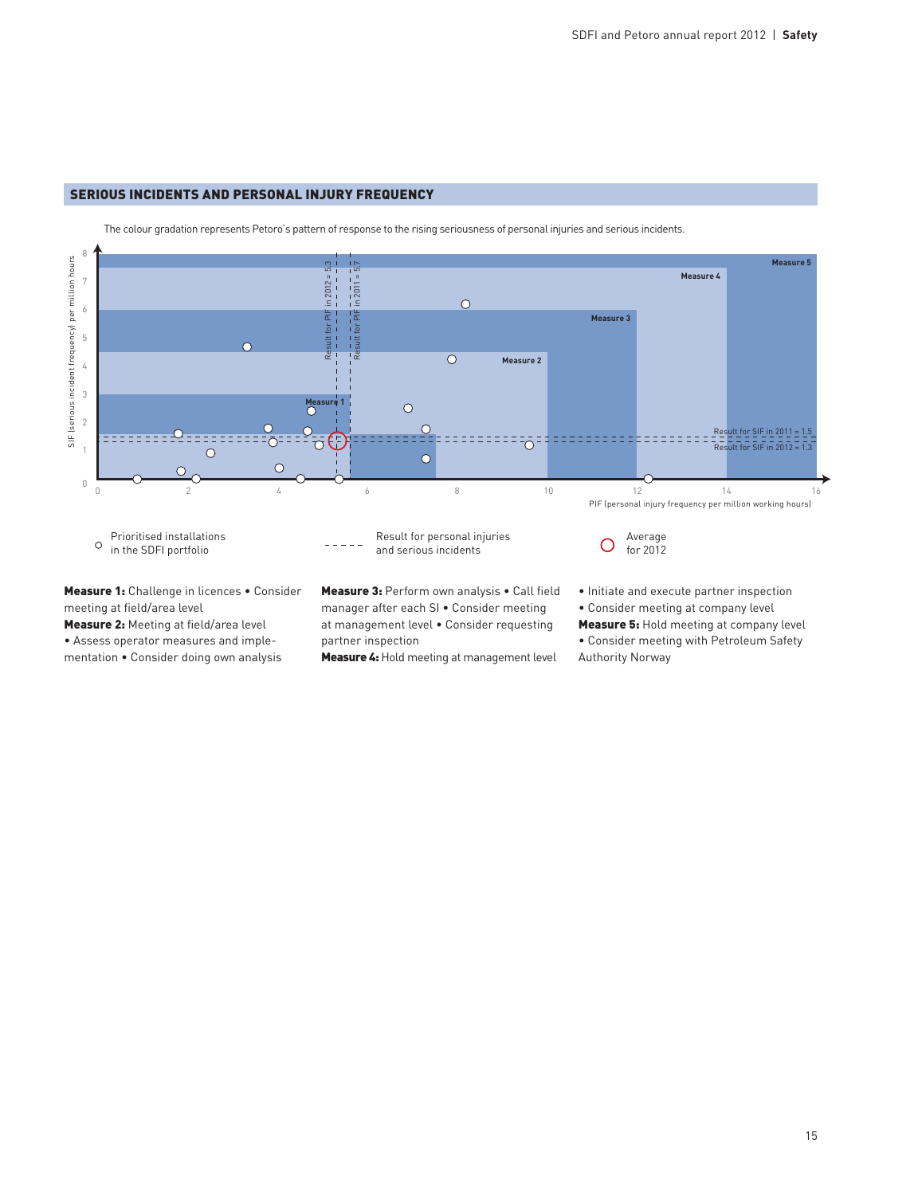## SERIOUS INCIDENTS AND PERSONAL INJURY FREQUENCY

The colour gradation represents Petoro's pattern of response to the rising seriousness of personal injuries and serious incidents.

SIF (serious incident frequency) per million hours

PIF (personal injury frequency per million working hours)

0 2 4 6 8 10 12 14 16

0 1 2 3 4 5 6 7 8

Measure 1

Measure 2

Measure 3

Measure 4

Measure 5

Result for PIF in 2012 = 5.3

Result for PIF in 2011 = 5.7

Result for SIF in 2011 = 1.5

Result for SIF in 2012 = 1.3

Prioritised installations in the SDFI portfolio

Result for personal injuries and serious incidents

Average for 2012

**Measure 1:** Challenge in licences • Consider meeting at field/area level

**Measure 2:** Meeting at field/area level • Assess operator measures and implementation • Consider doing own analysis

**Measure 3:** Perform own analysis • Call field manager after each SI • Consider meeting at management level • Consider requesting partner inspection

**Measure 4:** Hold meeting at management level • Initiate and execute partner inspection • Consider meeting at company level

**Measure 5:** Hold meeting at company level • Consider meeting with Petroleum Safety Authority Norway